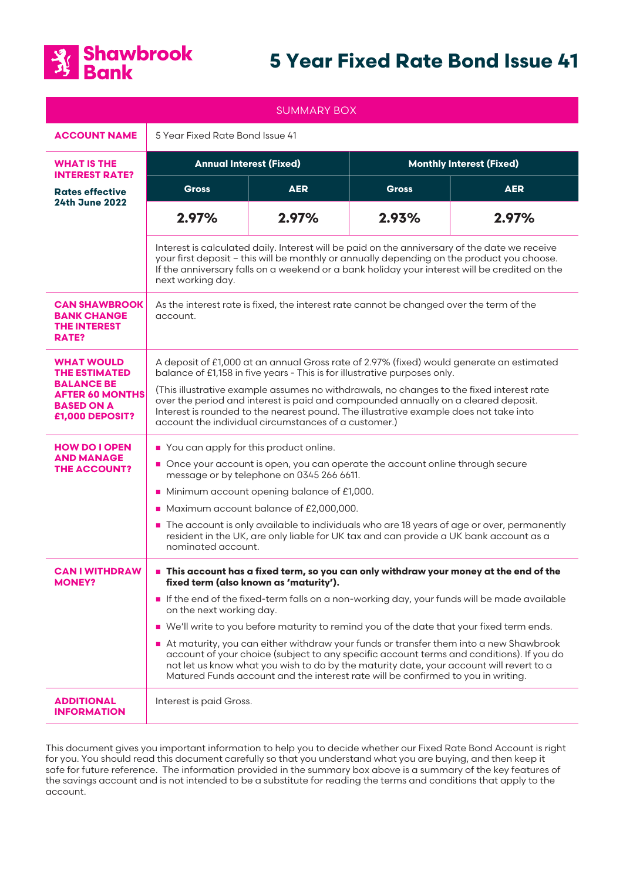# Shawbrook Bank

# 5 Year Fixed Rate Bond Issue 41

## SUMMARY BOX

| | | | | |
|---|---|---|---|---|
| **ACCOUNT NAME** | 5 Year Fixed Rate Bond Issue 41 | | | |
| **WHAT IS THE INTEREST RATE?**<br><br>**Rates effective 24th June 2022** | **Annual Interest (Fixed)** | | **Monthly Interest (Fixed)** | |
| | **Gross** | **AER** | **Gross** | **AER** |
| | **2.97%** | **2.97%** | **2.93%** | **2.97%** |
| | Interest is calculated daily. Interest will be paid on the anniversary of the date we receive your first deposit – this will be monthly or annually depending on the product you choose. If the anniversary falls on a weekend or a bank holiday your interest will be credited on the next working day. | | | |
| **CAN SHAWBROOK BANK CHANGE THE INTEREST RATE?** | As the interest rate is fixed, the interest rate cannot be changed over the term of the account. | | | |
| **WHAT WOULD THE ESTIMATED BALANCE BE AFTER 60 MONTHS BASED ON A £1,000 DEPOSIT?** | A deposit of £1,000 at an annual Gross rate of 2.97% (fixed) would generate an estimated balance of £1,158 in five years - This is for illustrative purposes only.<br><br>(This illustrative example assumes no withdrawals, no changes to the fixed interest rate over the period and interest is paid and compounded annually on a cleared deposit. Interest is rounded to the nearest pound. The illustrative example does not take into account the individual circumstances of a customer.) | | | |
| **HOW DO I OPEN AND MANAGE THE ACCOUNT?** | ■ You can apply for this product online.<br>■ Once your account is open, you can operate the account online through secure message or by telephone on 0345 266 6611.<br>■ Minimum account opening balance of £1,000.<br>■ Maximum account balance of £2,000,000.<br>■ The account is only available to individuals who are 18 years of age or over, permanently resident in the UK, are only liable for UK tax and can provide a UK bank account as a nominated account. | | | |
| **CAN I WITHDRAW MONEY?** | ■ **This account has a fixed term, so you can only withdraw your money at the end of the fixed term (also known as 'maturity').**<br>■ If the end of the fixed-term falls on a non-working day, your funds will be made available on the next working day.<br>■ We'll write to you before maturity to remind you of the date that your fixed term ends.<br>■ At maturity, you can either withdraw your funds or transfer them into a new Shawbrook account of your choice (subject to any specific account terms and conditions). If you do not let us know what you wish to do by the maturity date, your account will revert to a Matured Funds account and the interest rate will be confirmed to you in writing. | | | |
| **ADDITIONAL INFORMATION** | Interest is paid Gross. | | | |

This document gives you important information to help you to decide whether our Fixed Rate Bond Account is right for you. You should read this document carefully so that you understand what you are buying, and then keep it safe for future reference. The information provided in the summary box above is a summary of the key features of the savings account and is not intended to be a substitute for reading the terms and conditions that apply to the account.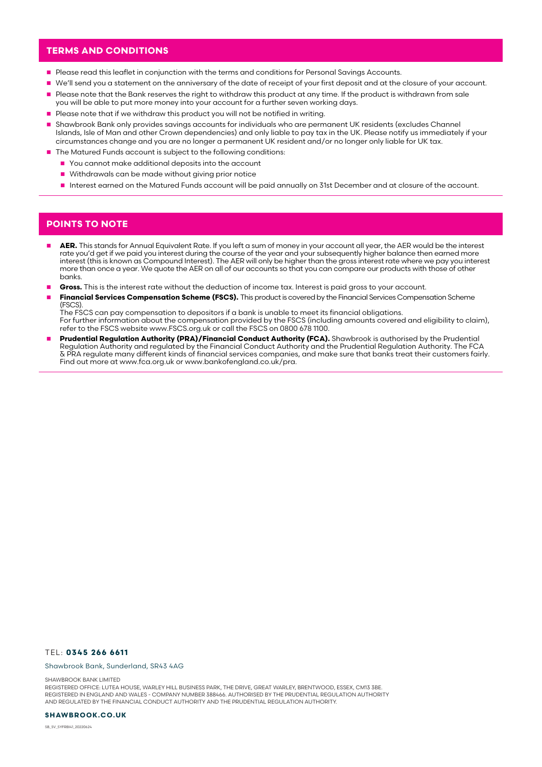## TERMS AND CONDITIONS

- Please read this leaflet in conjunction with the terms and conditions for Personal Savings Accounts.
- We'll send you a statement on the anniversary of the date of receipt of your first deposit and at the closure of your account.
- Please note that the Bank reserves the right to withdraw this product at any time. If the product is withdrawn from sale you will be able to put more money into your account for a further seven working days.
- Please note that if we withdraw this product you will not be notified in writing.
- Shawbrook Bank only provides savings accounts for individuals who are permanent UK residents (excludes Channel Islands, Isle of Man and other Crown dependencies) and only liable to pay tax in the UK. Please notify us immediately if your circumstances change and you are no longer a permanent UK resident and/or no longer only liable for UK tax.
- The Matured Funds account is subject to the following conditions:
  - You cannot make additional deposits into the account
  - Withdrawals can be made without giving prior notice
  - Interest earned on the Matured Funds account will be paid annually on 31st December and at closure of the account.

## POINTS TO NOTE

- **AER.** This stands for Annual Equivalent Rate. If you left a sum of money in your account all year, the AER would be the interest rate you'd get if we paid you interest during the course of the year and your subsequently higher balance then earned more interest (this is known as Compound Interest). The AER will only be higher than the gross interest rate where we pay you interest more than once a year. We quote the AER on all of our accounts so that you can compare our products with those of other banks.
- **Gross.** This is the interest rate without the deduction of income tax. Interest is paid gross to your account.
- **Financial Services Compensation Scheme (FSCS).** This product is covered by the Financial Services Compensation Scheme (FSCS).
  The FSCS can pay compensation to depositors if a bank is unable to meet its financial obligations.
  For further information about the compensation provided by the FSCS (including amounts covered and eligibility to claim), refer to the FSCS website www.FSCS.org.uk or call the FSCS on 0800 678 1100.
- **Prudential Regulation Authority (PRA)/Financial Conduct Authority (FCA).** Shawbrook is authorised by the Prudential Regulation Authority and regulated by the Financial Conduct Authority and the Prudential Regulation Authority. The FCA & PRA regulate many different kinds of financial services companies, and make sure that banks treat their customers fairly. Find out more at www.fca.org.uk or www.bankofengland.co.uk/pra.

TEL: **0345 266 6611**

Shawbrook Bank, Sunderland, SR43 4AG

SHAWBROOK BANK LIMITED
REGISTERED OFFICE: LUTEA HOUSE, WARLEY HILL BUSINESS PARK, THE DRIVE, GREAT WARLEY, BRENTWOOD, ESSEX, CM13 3BE.
REGISTERED IN ENGLAND AND WALES - COMPANY NUMBER 388466. AUTHORISED BY THE PRUDENTIAL REGULATION AUTHORITY AND REGULATED BY THE FINANCIAL CONDUCT AUTHORITY AND THE PRUDENTIAL REGULATION AUTHORITY.

**SHAWBROOK.CO.UK**

SB_SV_SYFRBI41_20220624